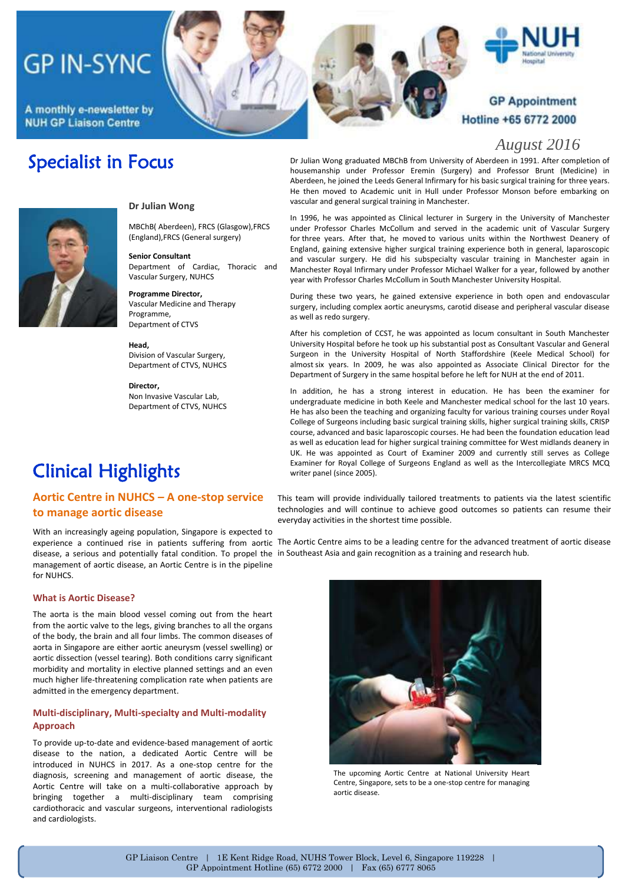# GP IN-SYNC

A monthly e-newsletter by NUH GP Liaison Centre

GP Appointment Hotline +65 6772 2000

*August 2016*

## Specialist in Focus

**Dr Julian Wong**

MBChB( Aberdeen), FRCS (Glasgow),FRCS (England),FRCS (General surgery)

**Senior Consultant**
Department of Cardiac, Thoracic and Vascular Surgery, NUHCS

**Programme Director,**
Vascular Medicine and Therapy Programme,
Department of CTVS

**Head,**
Division of Vascular Surgery,
Department of CTVS, NUHCS

**Director,**
Non Invasive Vascular Lab,
Department of CTVS, NUHCS

Dr Julian Wong graduated MBChB from University of Aberdeen in 1991. After completion of housemanship under Professor Eremin (Surgery) and Professor Brunt (Medicine) in Aberdeen, he joined the Leeds General Infirmary for his basic surgical training for three years. He then moved to Academic unit in Hull under Professor Monson before embarking on vascular and general surgical training in Manchester.

In 1996, he was appointed as Clinical lecturer in Surgery in the University of Manchester under Professor Charles McCollum and served in the academic unit of Vascular Surgery for three years. After that, he moved to various units within the Northwest Deanery of England, gaining extensive higher surgical training experience both in general, laparoscopic and vascular surgery. He did his subspecialty vascular training in Manchester again in Manchester Royal Infirmary under Professor Michael Walker for a year, followed by another year with Professor Charles McCollum in South Manchester University Hospital.

During these two years, he gained extensive experience in both open and endovascular surgery, including complex aortic aneurysms, carotid disease and peripheral vascular disease as well as redo surgery.

After his completion of CCST, he was appointed as locum consultant in South Manchester University Hospital before he took up his substantial post as Consultant Vascular and General Surgeon in the University Hospital of North Staffordshire (Keele Medical School) for almost six years. In 2009, he was also appointed as Associate Clinical Director for the Department of Surgery in the same hospital before he left for NUH at the end of 2011.

In addition, he has a strong interest in education. He has been the examiner for undergraduate medicine in both Keele and Manchester medical school for the last 10 years. He has also been the teaching and organizing faculty for various training courses under Royal College of Surgeons including basic surgical training skills, higher surgical training skills, CRISP course, advanced and basic laparoscopic courses. He had been the foundation education lead as well as education lead for higher surgical training committee for West midlands deanery in UK. He was appointed as Court of Examiner 2009 and currently still serves as College Examiner for Royal College of Surgeons England as well as the Intercollegiate MRCS MCQ writer panel (since 2005).

## Clinical Highlights

### Aortic Centre in NUHCS – A one-stop service to manage aortic disease

With an increasingly ageing population, Singapore is expected to experience a continued rise in patients suffering from aortic disease, a serious and potentially fatal condition. To propel the management of aortic disease, an Aortic Centre is in the pipeline for NUHCS.

#### What is Aortic Disease?

The aorta is the main blood vessel coming out from the heart from the aortic valve to the legs, giving branches to all the organs of the body, the brain and all four limbs. The common diseases of aorta in Singapore are either aortic aneurysm (vessel swelling) or aortic dissection (vessel tearing). Both conditions carry significant morbidity and mortality in elective planned settings and an even much higher life-threatening complication rate when patients are admitted in the emergency department.

#### Multi-disciplinary, Multi-specialty and Multi-modality Approach

To provide up-to-date and evidence-based management of aortic disease to the nation, a dedicated Aortic Centre will be introduced in NUHCS in 2017. As a one-stop centre for the diagnosis, screening and management of aortic disease, the Aortic Centre will take on a multi-collaborative approach by bringing together a multi-disciplinary team comprising cardiothoracic and vascular surgeons, interventional radiologists and cardiologists.

This team will provide individually tailored treatments to patients via the latest scientific technologies and will continue to achieve good outcomes so patients can resume their everyday activities in the shortest time possible.

The Aortic Centre aims to be a leading centre for the advanced treatment of aortic disease in Southeast Asia and gain recognition as a training and research hub.

The upcoming Aortic Centre at National University Heart Centre, Singapore, sets to be a one-stop centre for managing aortic disease.

GP Liaison Centre | 1E Kent Ridge Road, NUHS Tower Block, Level 6, Singapore 119228 | GP Appointment Hotline (65) 6772 2000 | Fax (65) 6777 8065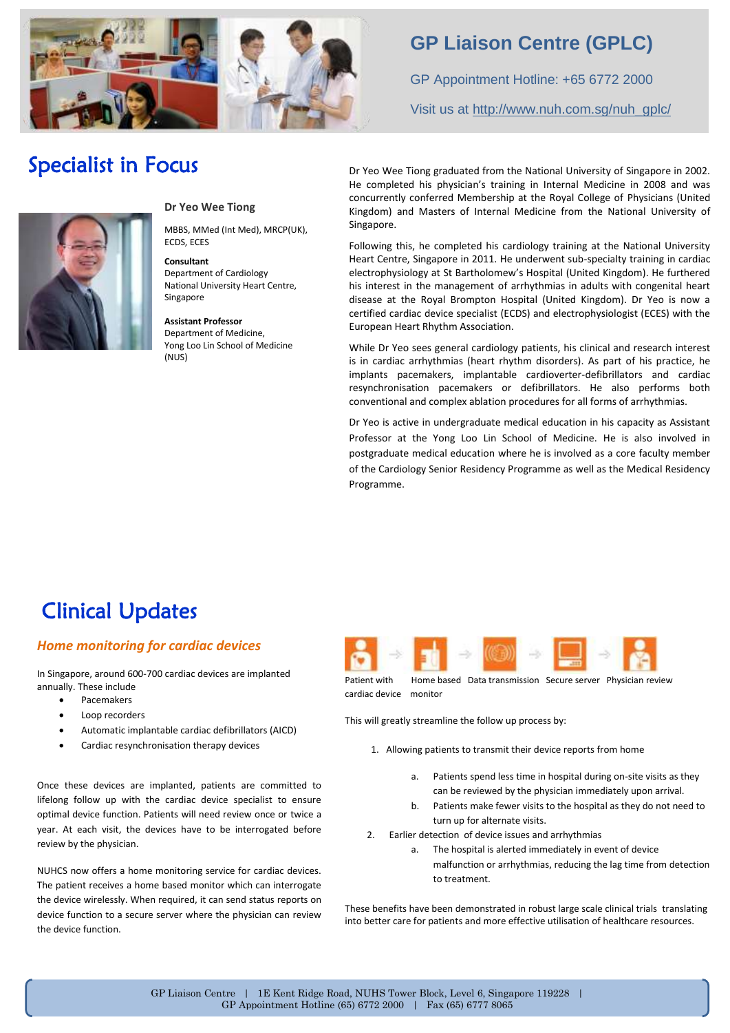# GP Liaison Centre (GPLC)

GP Appointment Hotline: +65 6772 2000

Visit us at http://www.nuh.com.sg/nuh_gplc/

## Specialist in Focus

**Dr Yeo Wee Tiong**

MBBS, MMed (Int Med), MRCP(UK), ECDS, ECES

**Consultant**
Department of Cardiology
National University Heart Centre, Singapore

**Assistant Professor**
Department of Medicine,
Yong Loo Lin School of Medicine (NUS)

Dr Yeo Wee Tiong graduated from the National University of Singapore in 2002. He completed his physician's training in Internal Medicine in 2008 and was concurrently conferred Membership at the Royal College of Physicians (United Kingdom) and Masters of Internal Medicine from the National University of Singapore.

Following this, he completed his cardiology training at the National University Heart Centre, Singapore in 2011. He underwent sub-specialty training in cardiac electrophysiology at St Bartholomew's Hospital (United Kingdom). He furthered his interest in the management of arrhythmias in adults with congenital heart disease at the Royal Brompton Hospital (United Kingdom). Dr Yeo is now a certified cardiac device specialist (ECDS) and electrophysiologist (ECES) with the European Heart Rhythm Association.

While Dr Yeo sees general cardiology patients, his clinical and research interest is in cardiac arrhythmias (heart rhythm disorders). As part of his practice, he implants pacemakers, implantable cardioverter-defibrillators and cardiac resynchronisation pacemakers or defibrillators. He also performs both conventional and complex ablation procedures for all forms of arrhythmias.

Dr Yeo is active in undergraduate medical education in his capacity as Assistant Professor at the Yong Loo Lin School of Medicine. He is also involved in postgraduate medical education where he is involved as a core faculty member of the Cardiology Senior Residency Programme as well as the Medical Residency Programme.

## Clinical Updates

### *Home monitoring for cardiac devices*

In Singapore, around 600-700 cardiac devices are implanted annually. These include

- Pacemakers
- Loop recorders
- Automatic implantable cardiac defibrillators (AICD)
- Cardiac resynchronisation therapy devices

Once these devices are implanted, patients are committed to lifelong follow up with the cardiac device specialist to ensure optimal device function. Patients will need review once or twice a year. At each visit, the devices have to be interrogated before review by the physician.

NUHCS now offers a home monitoring service for cardiac devices. The patient receives a home based monitor which can interrogate the device wirelessly. When required, it can send status reports on device function to a secure server where the physician can review the device function.

Patient with cardiac device → Home based monitor → Data transmission → Secure server → Physician review

This will greatly streamline the follow up process by:

1. Allowing patients to transmit their device reports from home
   a. Patients spend less time in hospital during on-site visits as they can be reviewed by the physician immediately upon arrival.
   b. Patients make fewer visits to the hospital as they do not need to turn up for alternate visits.
2. Earlier detection of device issues and arrhythmias
   a. The hospital is alerted immediately in event of device malfunction or arrhythmias, reducing the lag time from detection to treatment.

These benefits have been demonstrated in robust large scale clinical trials translating into better care for patients and more effective utilisation of healthcare resources.

GP Liaison Centre | 1E Kent Ridge Road, NUHS Tower Block, Level 6, Singapore 119228 |
GP Appointment Hotline (65) 6772 2000 | Fax (65) 6777 8065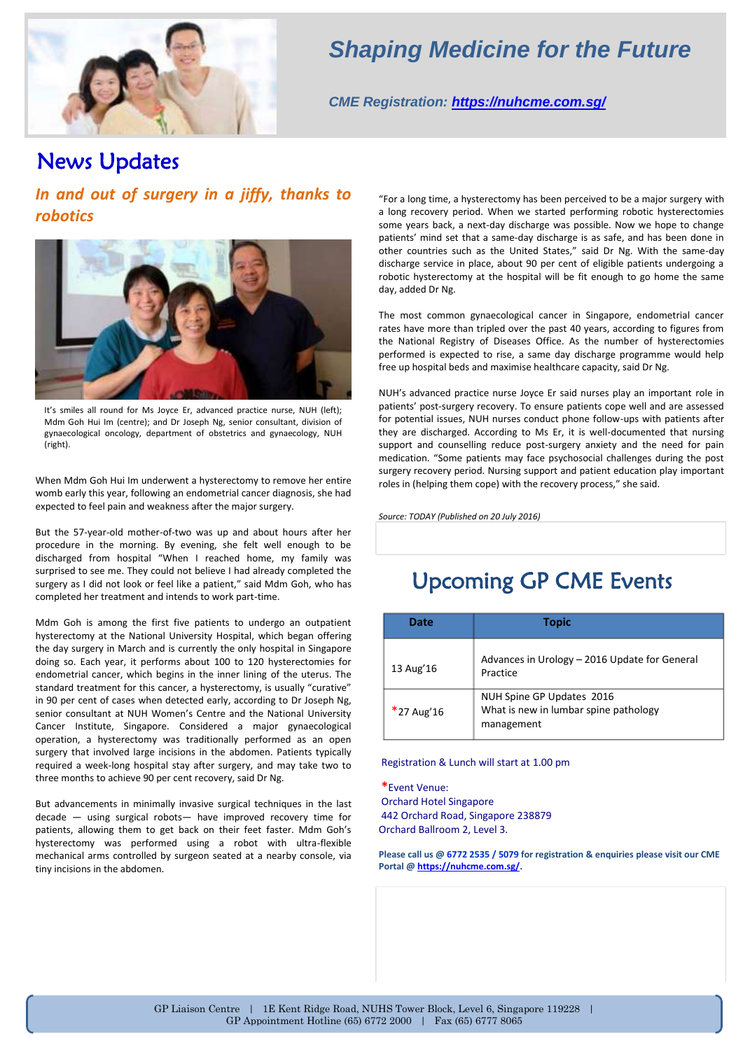# Shaping Medicine for the Future

*CME Registration: https://nuhcme.com.sg/*

## News Updates

### *In and out of surgery in a jiffy, thanks to robotics*

It's smiles all round for Ms Joyce Er, advanced practice nurse, NUH (left); Mdm Goh Hui Im (centre); and Dr Joseph Ng, senior consultant, division of gynaecological oncology, department of obstetrics and gynaecology, NUH (right).

When Mdm Goh Hui Im underwent a hysterectomy to remove her entire womb early this year, following an endometrial cancer diagnosis, she had expected to feel pain and weakness after the major surgery.

But the 57-year-old mother-of-two was up and about hours after her procedure in the morning. By evening, she felt well enough to be discharged from hospital "When I reached home, my family was surprised to see me. They could not believe I had already completed the surgery as I did not look or feel like a patient," said Mdm Goh, who has completed her treatment and intends to work part-time.

Mdm Goh is among the first five patients to undergo an outpatient hysterectomy at the National University Hospital, which began offering the day surgery in March and is currently the only hospital in Singapore doing so. Each year, it performs about 100 to 120 hysterectomies for endometrial cancer, which begins in the inner lining of the uterus. The standard treatment for this cancer, is usually "curative" in 90 per cent of cases when detected early, according to Dr Joseph Ng, senior consultant at NUH Women's Centre and the National University Cancer Institute, Singapore. Considered a major gynaecological operation, a hysterectomy was traditionally performed as an open surgery that involved large incisions in the abdomen. Patients typically required a week-long hospital stay after surgery, and may take two to three months to achieve 90 per cent recovery, said Dr Ng.

But advancements in minimally invasive surgical techniques in the last decade — using surgical robots— have improved recovery time for patients, allowing them to get back on their feet faster. Mdm Goh's hysterectomy was performed using a robot with ultra-flexible mechanical arms controlled by surgeon seated at a nearby console, via tiny incisions in the abdomen.

"For a long time, a hysterectomy has been perceived to be a major surgery with a long recovery period. When we started performing robotic hysterectomies some years back, a next-day discharge was possible. Now we hope to change patients' mind set that a same-day discharge is as safe, and has been done in other countries such as the United States," said Dr Ng. With the same-day discharge service in place, about 90 per cent of eligible patients undergoing a robotic hysterectomy at the hospital will be fit enough to go home the same day, added Dr Ng.

The most common gynaecological cancer in Singapore, endometrial cancer rates have more than tripled over the past 40 years, according to figures from the National Registry of Diseases Office. As the number of hysterectomies performed is expected to rise, a same day discharge programme would help free up hospital beds and maximise healthcare capacity, said Dr Ng.

NUH's advanced practice nurse Joyce Er said nurses play an important role in patients' post-surgery recovery. To ensure patients cope well and are assessed for potential issues, NUH nurses conduct phone follow-ups with patients after they are discharged. According to Ms Er, it is well-documented that nursing support and counselling reduce post-surgery anxiety and the need for pain medication. "Some patients may face psychosocial challenges during the post surgery recovery period. Nursing support and patient education play important roles in (helping them cope) with the recovery process," she said.

*Source: TODAY (Published on 20 July 2016)*

## Upcoming GP CME Events

| Date | Topic |
|---|---|
| 13 Aug'16 | Advances in Urology – 2016 Update for General Practice |
| *27 Aug'16 | NUH Spine GP Updates 2016<br>What is new in lumbar spine pathology management |

Registration & Lunch will start at 1.00 pm

*Event Venue:
Orchard Hotel Singapore
442 Orchard Road, Singapore 238879
Orchard Ballroom 2, Level 3.

**Please call us @ 6772 2535 / 5079 for registration & enquiries please visit our CME Portal @ https://nuhcme.com.sg/.**

GP Liaison Centre | 1E Kent Ridge Road, NUHS Tower Block, Level 6, Singapore 119228 | GP Appointment Hotline (65) 6772 2000 | Fax (65) 6777 8065